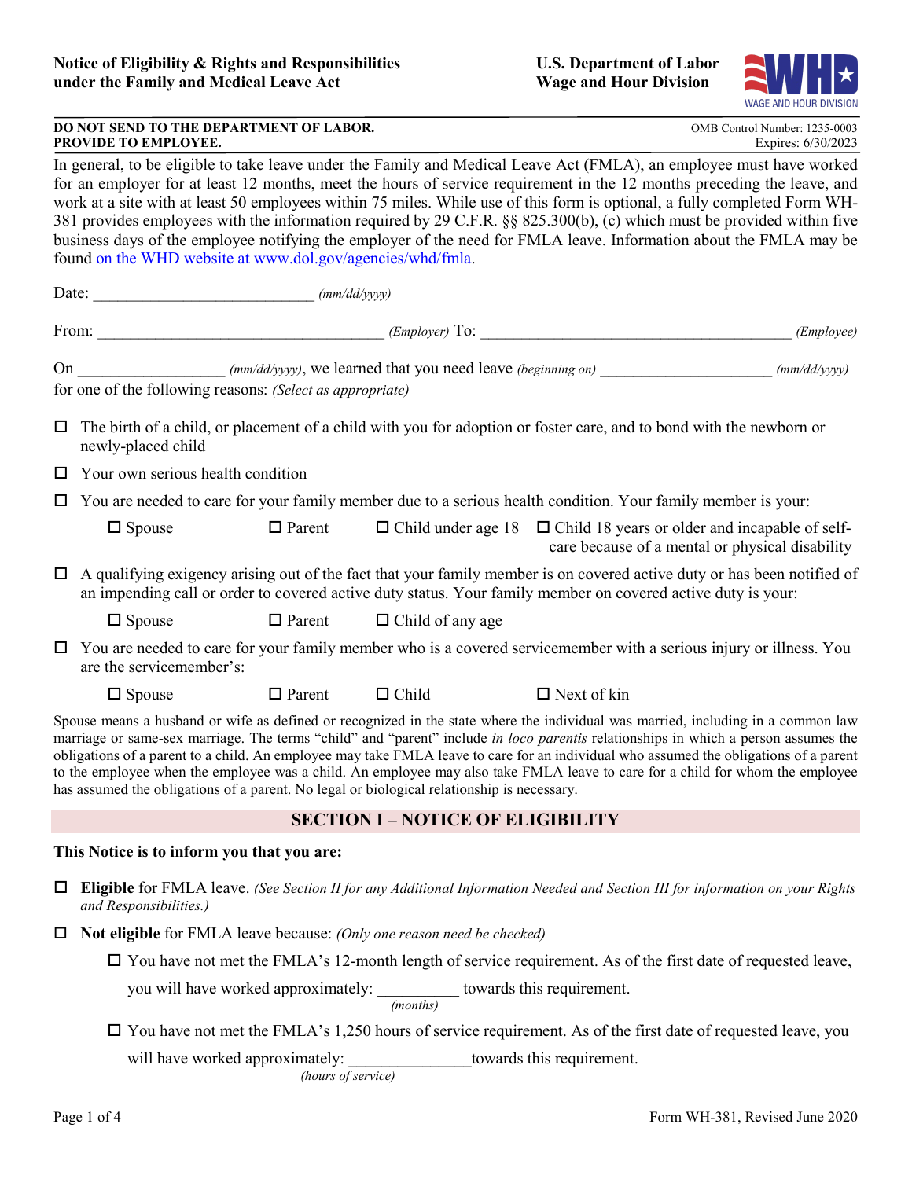**Notice of Eligibility & Rights and Responsibilities under the Family and Medical Leave Act**

**U.S. Department of Labor**
**Wage and Hour Division**

**DO NOT SEND TO THE DEPARTMENT OF LABOR.**
**PROVIDE TO EMPLOYEE.**

OMB Control Number: 1235-0003
Expires: 6/30/2023

In general, to be eligible to take leave under the Family and Medical Leave Act (FMLA), an employee must have worked for an employer for at least 12 months, meet the hours of service requirement in the 12 months preceding the leave, and work at a site with at least 50 employees within 75 miles. While use of this form is optional, a fully completed Form WH-381 provides employees with the information required by 29 C.F.R. §§ 825.300(b), (c) which must be provided within five business days of the employee notifying the employer of the need for FMLA leave. Information about the FMLA may be found on the WHD website at www.dol.gov/agencies/whd/fmla.

Date: ___________________________ *(mm/dd/yyyy)*

From: ___________________________________ *(Employer)* To: _______________________________________ *(Employee)*

On _________________ *(mm/dd/yyyy)*, we learned that you need leave *(beginning on)* _____________________ *(mm/dd/yyyy)* for one of the following reasons: *(Select as appropriate)*

- ☐ The birth of a child, or placement of a child with you for adoption or foster care, and to bond with the newborn or newly-placed child
- ☐ Your own serious health condition
- ☐ You are needed to care for your family member due to a serious health condition. Your family member is your:
  - ☐ Spouse ☐ Parent ☐ Child under age 18 ☐ Child 18 years or older and incapable of self-care because of a mental or physical disability
- ☐ A qualifying exigency arising out of the fact that your family member is on covered active duty or has been notified of an impending call or order to covered active duty status. Your family member on covered active duty is your:
  - ☐ Spouse ☐ Parent ☐ Child of any age
- ☐ You are needed to care for your family member who is a covered servicemember with a serious injury or illness. You are the servicemember's:
  - ☐ Spouse ☐ Parent ☐ Child ☐ Next of kin

Spouse means a husband or wife as defined or recognized in the state where the individual was married, including in a common law marriage or same-sex marriage. The terms "child" and "parent" include *in loco parentis* relationships in which a person assumes the obligations of a parent to a child. An employee may take FMLA leave to care for an individual who assumed the obligations of a parent to the employee when the employee was a child. An employee may also take FMLA leave to care for a child for whom the employee has assumed the obligations of a parent. No legal or biological relationship is necessary.

## SECTION I – NOTICE OF ELIGIBILITY

**This Notice is to inform you that you are:**

- ☐ **Eligible** for FMLA leave. *(See Section II for any Additional Information Needed and Section III for information on your Rights and Responsibilities.)*
- ☐ **Not eligible** for FMLA leave because: *(Only one reason need be checked)*
  - ☐ You have not met the FMLA's 12-month length of service requirement. As of the first date of requested leave, you will have worked approximately: __________ *(months)* towards this requirement.
  - ☐ You have not met the FMLA's 1,250 hours of service requirement. As of the first date of requested leave, you will have worked approximately: _______________ *(hours of service)* towards this requirement.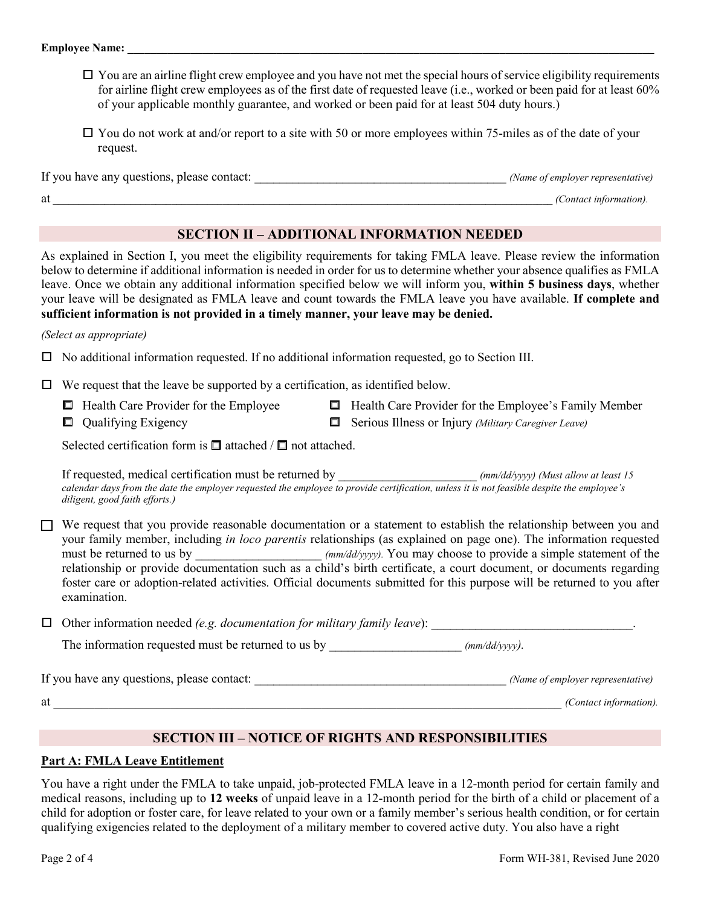**Employee Name:** ____________________________________________

- ☐ You are an airline flight crew employee and you have not met the special hours of service eligibility requirements for airline flight crew employees as of the first date of requested leave (i.e., worked or been paid for at least 60% of your applicable monthly guarantee, and worked or been paid for at least 504 duty hours.)
- ☐ You do not work at and/or report to a site with 50 or more employees within 75-miles as of the date of your request.

If you have any questions, please contact: ______________________________ *(Name of employer representative)*

at ____________________________________________ *(Contact information).*

## SECTION II – ADDITIONAL INFORMATION NEEDED

As explained in Section I, you meet the eligibility requirements for taking FMLA leave. Please review the information below to determine if additional information is needed in order for us to determine whether your absence qualifies as FMLA leave. Once we obtain any additional information specified below we will inform you, **within 5 business days**, whether your leave will be designated as FMLA leave and count towards the FMLA leave you have available. **If complete and sufficient information is not provided in a timely manner, your leave may be denied.**

*(Select as appropriate)*

☐ No additional information requested. If no additional information requested, go to Section III.

☐ We request that the leave be supported by a certification, as identified below.

- ☐ Health Care Provider for the Employee
- ☐ Health Care Provider for the Employee's Family Member
- ☐ Qualifying Exigency
- ☐ Serious Illness or Injury *(Military Caregiver Leave)*

Selected certification form is ☐ attached / ☐ not attached.

If requested, medical certification must be returned by ____________________ *(mm/dd/yyyy) (Must allow at least 15 calendar days from the date the employer requested the employee to provide certification, unless it is not feasible despite the employee's diligent, good faith efforts.)*

☐ We request that you provide reasonable documentation or a statement to establish the relationship between you and your family member, including *in loco parentis* relationships (as explained on page one). The information requested must be returned to us by ____________________ *(mm/dd/yyyy).* You may choose to provide a simple statement of the relationship or provide documentation such as a child's birth certificate, a court document, or documents regarding foster care or adoption-related activities. Official documents submitted for this purpose will be returned to you after examination.

☐ Other information needed *(e.g. documentation for military family leave)*: ______________________________.

The information requested must be returned to us by ____________________ *(mm/dd/yyyy).*

If you have any questions, please contact: ______________________________ *(Name of employer representative)*

at ____________________________________________ *(Contact information).*

## SECTION III – NOTICE OF RIGHTS AND RESPONSIBILITIES

### Part A: FMLA Leave Entitlement

You have a right under the FMLA to take unpaid, job-protected FMLA leave in a 12-month period for certain family and medical reasons, including up to **12 weeks** of unpaid leave in a 12-month period for the birth of a child or placement of a child for adoption or foster care, for leave related to your own or a family member's serious health condition, or for certain qualifying exigencies related to the deployment of a military member to covered active duty. You also have a right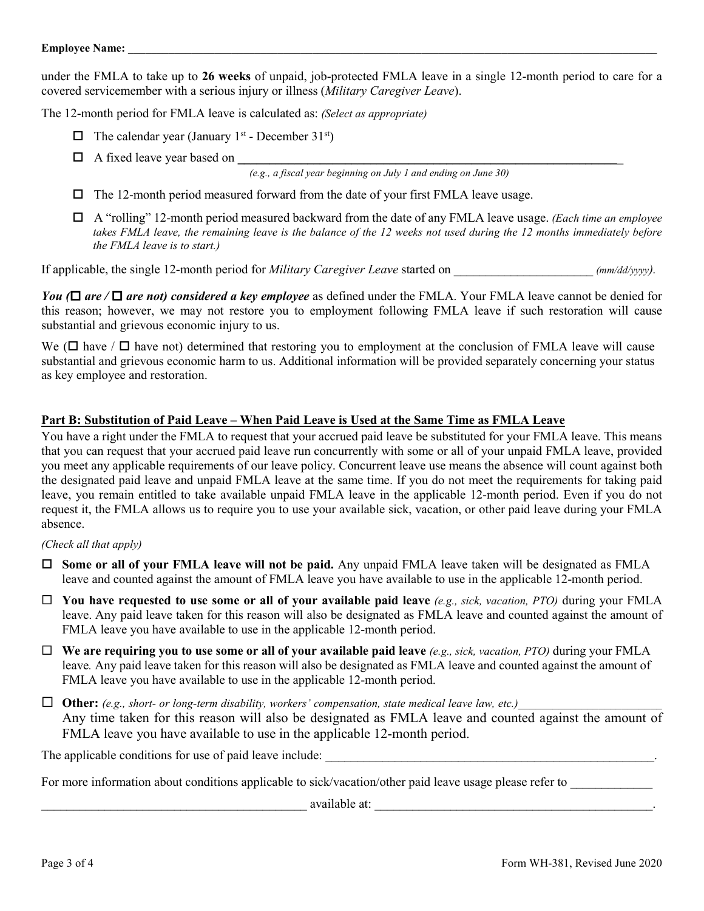**Employee Name:** \_\_\_\_\_\_\_\_\_\_\_\_\_\_\_\_\_\_\_\_\_\_\_\_\_\_\_\_\_\_\_\_\_\_\_\_\_\_\_\_\_\_\_\_\_\_\_\_\_\_\_\_\_\_\_\_\_\_\_\_\_\_\_\_\_\_\_\_\_\_

under the FMLA to take up to **26 weeks** of unpaid, job-protected FMLA leave in a single 12-month period to care for a covered servicemember with a serious injury or illness (*Military Caregiver Leave*).

The 12-month period for FMLA leave is calculated as: *(Select as appropriate)*

- ☐ The calendar year (January 1st - December 31st)
- ☐ A fixed leave year based on \_\_\_\_\_\_\_\_\_\_\_\_\_\_\_\_\_\_\_\_\_\_\_\_\_\_\_\_\_\_\_\_\_\_\_\_\_\_\_\_\_\_\_\_\_\_\_\_\_\_\_\_\_\_
  *(e.g., a fiscal year beginning on July 1 and ending on June 30)*
- ☐ The 12-month period measured forward from the date of your first FMLA leave usage.
- ☐ A "rolling" 12-month period measured backward from the date of any FMLA leave usage. *(Each time an employee takes FMLA leave, the remaining leave is the balance of the 12 weeks not used during the 12 months immediately before the FMLA leave is to start.)*

If applicable, the single 12-month period for *Military Caregiver Leave* started on \_\_\_\_\_\_\_\_\_\_\_\_\_\_\_\_\_\_\_\_\_\_ *(mm/dd/yyyy)*.

***You (☐ are / ☐ are not) considered a key employee*** as defined under the FMLA. Your FMLA leave cannot be denied for this reason; however, we may not restore you to employment following FMLA leave if such restoration will cause substantial and grievous economic injury to us.

We (☐ have / ☐ have not) determined that restoring you to employment at the conclusion of FMLA leave will cause substantial and grievous economic harm to us. Additional information will be provided separately concerning your status as key employee and restoration.

## Part B: Substitution of Paid Leave – When Paid Leave is Used at the Same Time as FMLA Leave

You have a right under the FMLA to request that your accrued paid leave be substituted for your FMLA leave. This means that you can request that your accrued paid leave run concurrently with some or all of your unpaid FMLA leave, provided you meet any applicable requirements of our leave policy. Concurrent leave use means the absence will count against both the designated paid leave and unpaid FMLA leave at the same time. If you do not meet the requirements for taking paid leave, you remain entitled to take available unpaid FMLA leave in the applicable 12-month period. Even if you do not request it, the FMLA allows us to require you to use your available sick, vacation, or other paid leave during your FMLA absence.

*(Check all that apply)*

- ☐ **Some or all of your FMLA leave will not be paid.** Any unpaid FMLA leave taken will be designated as FMLA leave and counted against the amount of FMLA leave you have available to use in the applicable 12-month period.
- ☐ **You have requested to use some or all of your available paid leave** *(e.g., sick, vacation, PTO)* during your FMLA leave. Any paid leave taken for this reason will also be designated as FMLA leave and counted against the amount of FMLA leave you have available to use in the applicable 12-month period.
- ☐ **We are requiring you to use some or all of your available paid leave** *(e.g., sick, vacation, PTO)* during your FMLA leave. Any paid leave taken for this reason will also be designated as FMLA leave and counted against the amount of FMLA leave you have available to use in the applicable 12-month period.
- ☐ **Other:** *(e.g., short- or long-term disability, workers' compensation, state medical leave law, etc.)*\_\_\_\_\_\_\_\_\_\_\_\_\_\_\_\_\_\_\_\_\_\_\_
  Any time taken for this reason will also be designated as FMLA leave and counted against the amount of FMLA leave you have available to use in the applicable 12-month period.

The applicable conditions for use of paid leave include: \_\_\_\_\_\_\_\_\_\_\_\_\_\_\_\_\_\_\_\_\_\_\_\_\_\_\_\_\_\_\_\_\_\_\_\_\_\_\_\_\_\_\_\_\_\_\_\_\_\_\_\_\_.

For more information about conditions applicable to sick/vacation/other paid leave usage please refer to \_\_\_\_\_\_\_\_\_\_\_\_\_
\_\_\_\_\_\_\_\_\_\_\_\_\_\_\_\_\_\_\_\_\_\_\_\_\_\_\_\_\_\_\_\_\_\_\_\_\_\_\_\_\_\_\_ available at: \_\_\_\_\_\_\_\_\_\_\_\_\_\_\_\_\_\_\_\_\_\_\_\_\_\_\_\_\_\_\_\_\_\_\_\_\_\_\_\_\_\_\_\_\_.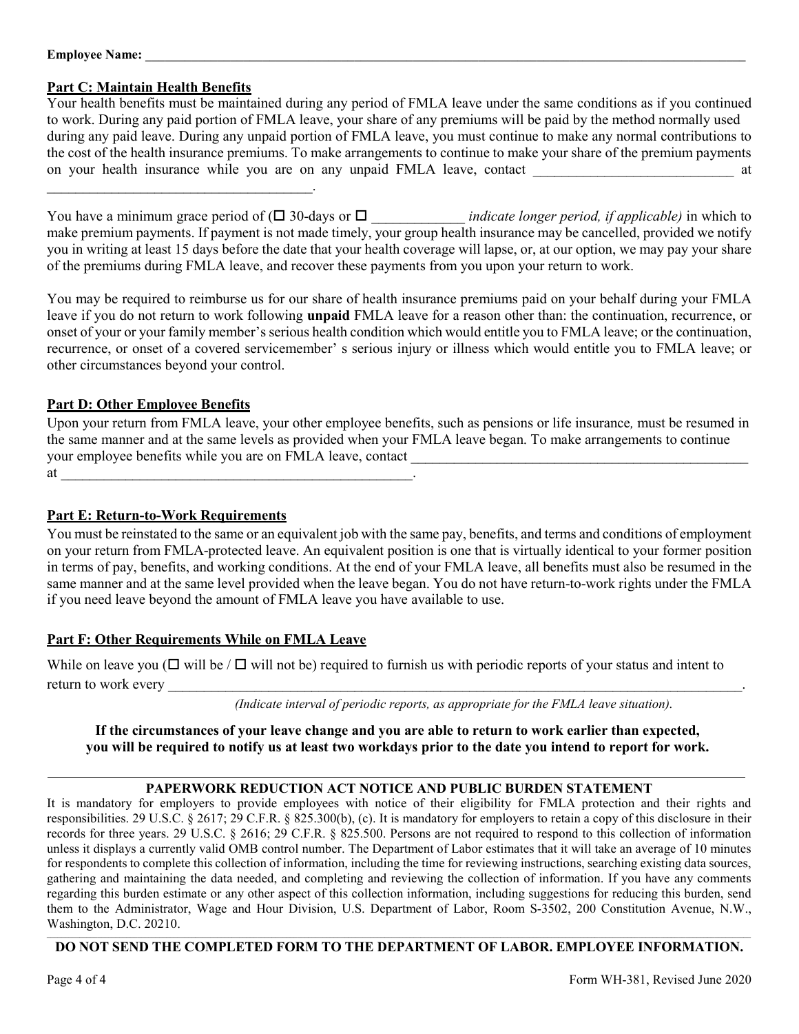**Employee Name:** ______________________________________________________________________________

**Part C: Maintain Health Benefits**

Your health benefits must be maintained during any period of FMLA leave under the same conditions as if you continued to work. During any paid portion of FMLA leave, your share of any premiums will be paid by the method normally used during any paid leave. During any unpaid portion of FMLA leave, you must continue to make any normal contributions to the cost of the health insurance premiums. To make arrangements to continue to make your share of the premium payments on your health insurance while you are on any unpaid FMLA leave, contact ____________________________ at ____________________________________.

You have a minimum grace period of (☐ 30-days or ☐ _____________ *indicate longer period, if applicable)* in which to make premium payments. If payment is not made timely, your group health insurance may be cancelled, provided we notify you in writing at least 15 days before the date that your health coverage will lapse, or, at our option, we may pay your share of the premiums during FMLA leave, and recover these payments from you upon your return to work.

You may be required to reimburse us for our share of health insurance premiums paid on your behalf during your FMLA leave if you do not return to work following **unpaid** FMLA leave for a reason other than: the continuation, recurrence, or onset of your or your family member's serious health condition which would entitle you to FMLA leave; or the continuation, recurrence, or onset of a covered servicemember' s serious injury or illness which would entitle you to FMLA leave; or other circumstances beyond your control.

**Part D: Other Employee Benefits**

Upon your return from FMLA leave, your other employee benefits, such as pensions or life insurance*,* must be resumed in the same manner and at the same levels as provided when your FMLA leave began. To make arrangements to continue your employee benefits while you are on FMLA leave, contact _________________________________________________ at ____________________________________________________.

**Part E: Return-to-Work Requirements**

You must be reinstated to the same or an equivalent job with the same pay, benefits, and terms and conditions of employment on your return from FMLA-protected leave. An equivalent position is one that is virtually identical to your former position in terms of pay, benefits, and working conditions. At the end of your FMLA leave, all benefits must also be resumed in the same manner and at the same level provided when the leave began. You do not have return-to-work rights under the FMLA if you need leave beyond the amount of FMLA leave you have available to use.

**Part F: Other Requirements While on FMLA Leave**

While on leave you (☐ will be / ☐ will not be) required to furnish us with periodic reports of your status and intent to return to work every _____________________________________________________________________________________.

*(Indicate interval of periodic reports, as appropriate for the FMLA leave situation).*

**If the circumstances of your leave change and you are able to return to work earlier than expected, you will be required to notify us at least two workdays prior to the date you intend to report for work.**

---

**PAPERWORK REDUCTION ACT NOTICE AND PUBLIC BURDEN STATEMENT**

It is mandatory for employers to provide employees with notice of their eligibility for FMLA protection and their rights and responsibilities. 29 U.S.C. § 2617; 29 C.F.R. § 825.300(b), (c). It is mandatory for employers to retain a copy of this disclosure in their records for three years. 29 U.S.C. § 2616; 29 C.F.R. § 825.500. Persons are not required to respond to this collection of information unless it displays a currently valid OMB control number. The Department of Labor estimates that it will take an average of 10 minutes for respondents to complete this collection of information, including the time for reviewing instructions, searching existing data sources, gathering and maintaining the data needed, and completing and reviewing the collection of information. If you have any comments regarding this burden estimate or any other aspect of this collection information, including suggestions for reducing this burden, send them to the Administrator, Wage and Hour Division, U.S. Department of Labor, Room S-3502, 200 Constitution Avenue, N.W., Washington, D.C. 20210.

**DO NOT SEND THE COMPLETED FORM TO THE DEPARTMENT OF LABOR. EMPLOYEE INFORMATION.**